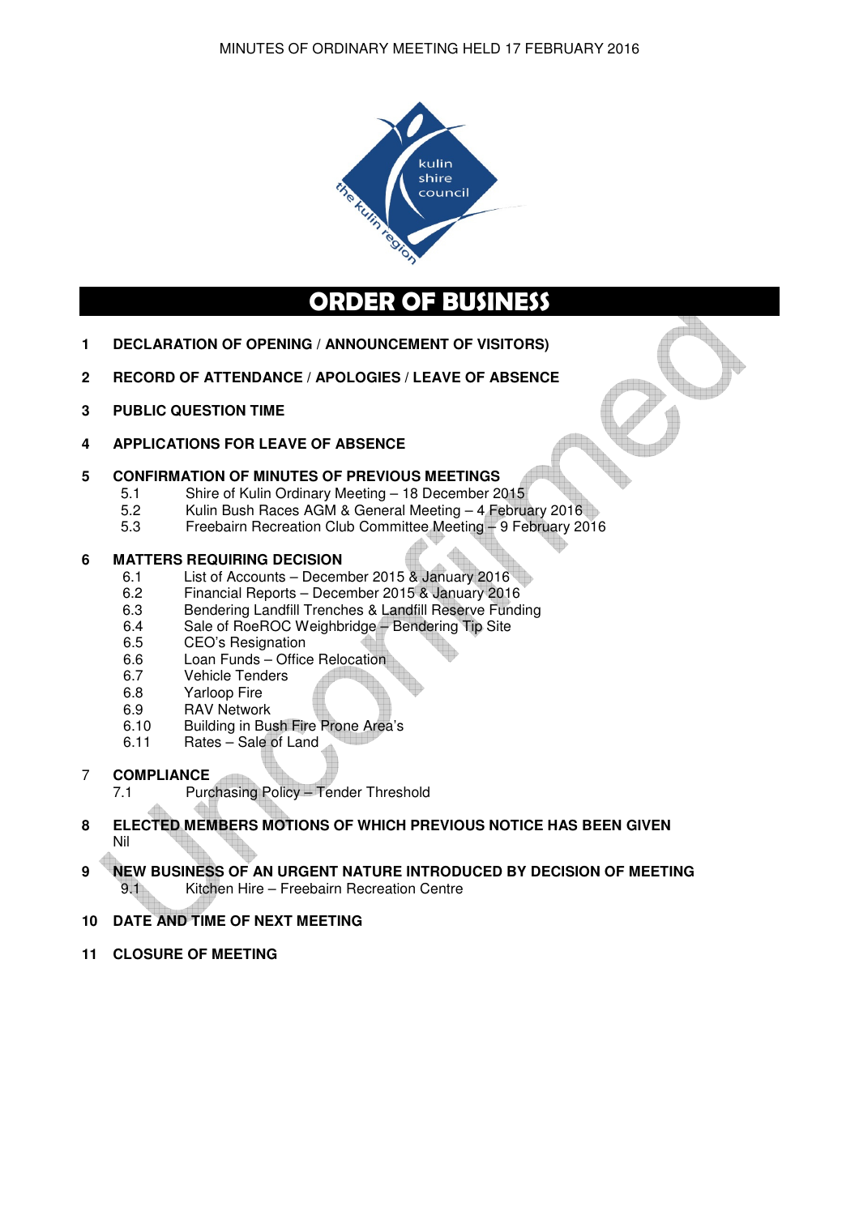# ORDER OF BUSINESS

1 **DECLARATION OF OPENING / ANNOUNCEMENT OF VISITORS)**

2 **RECORD OF ATTENDANCE / APOLOGIES / LEAVE OF ABSENCE**

3 **PUBLIC QUESTION TIME**

4 **APPLICATIONS FOR LEAVE OF ABSENCE**

5 **CONFIRMATION OF MINUTES OF PREVIOUS MEETINGS**
- 5.1 Shire of Kulin Ordinary Meeting – 18 December 2015
- 5.2 Kulin Bush Races AGM & General Meeting – 4 February 2016
- 5.3 Freebairn Recreation Club Committee Meeting – 9 February 2016

6 **MATTERS REQUIRING DECISION**
- 6.1 List of Accounts – December 2015 & January 2016
- 6.2 Financial Reports – December 2015 & January 2016
- 6.3 Bendering Landfill Trenches & Landfill Reserve Funding
- 6.4 Sale of RoeROC Weighbridge – Bendering Tip Site
- 6.5 CEO's Resignation
- 6.6 Loan Funds – Office Relocation
- 6.7 Vehicle Tenders
- 6.8 Yarloop Fire
- 6.9 RAV Network
- 6.10 Building in Bush Fire Prone Area's
- 6.11 Rates – Sale of Land

7 **COMPLIANCE**
- 7.1 Purchasing Policy – Tender Threshold

8 **ELECTED MEMBERS MOTIONS OF WHICH PREVIOUS NOTICE HAS BEEN GIVEN**

Nil

9 **NEW BUSINESS OF AN URGENT NATURE INTRODUCED BY DECISION OF MEETING**
- 9.1 Kitchen Hire – Freebairn Recreation Centre

10 **DATE AND TIME OF NEXT MEETING**

11 **CLOSURE OF MEETING**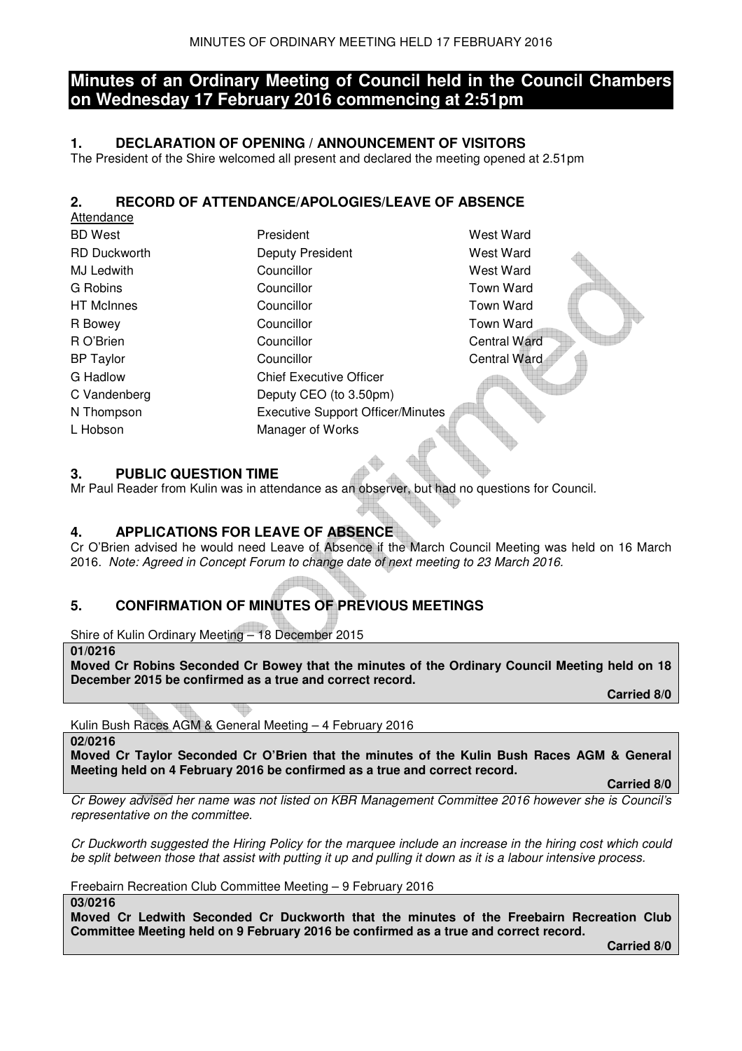# Minutes of an Ordinary Meeting of Council held in the Council Chambers on Wednesday 17 February 2016 commencing at 2:51pm

## 1. DECLARATION OF OPENING / ANNOUNCEMENT OF VISITORS

The President of the Shire welcomed all present and declared the meeting opened at 2.51pm

## 2. RECORD OF ATTENDANCE/APOLOGIES/LEAVE OF ABSENCE

Attendance

| | | |
|---|---|---|
| BD West | President | West Ward |
| RD Duckworth | Deputy President | West Ward |
| MJ Ledwith | Councillor | West Ward |
| G Robins | Councillor | Town Ward |
| HT McInnes | Councillor | Town Ward |
| R Bowey | Councillor | Town Ward |
| R O'Brien | Councillor | Central Ward |
| BP Taylor | Councillor | Central Ward |
| G Hadlow | Chief Executive Officer | |
| C Vandenberg | Deputy CEO (to 3.50pm) | |
| N Thompson | Executive Support Officer/Minutes | |
| L Hobson | Manager of Works | |

## 3. PUBLIC QUESTION TIME

Mr Paul Reader from Kulin was in attendance as an observer, but had no questions for Council.

## 4. APPLICATIONS FOR LEAVE OF ABSENCE

Cr O'Brien advised he would need Leave of Absence if the March Council Meeting was held on 16 March 2016. *Note: Agreed in Concept Forum to change date of next meeting to 23 March 2016.*

## 5. CONFIRMATION OF MINUTES OF PREVIOUS MEETINGS

Shire of Kulin Ordinary Meeting – 18 December 2015

**01/0216**

**Moved Cr Robins Seconded Cr Bowey that the minutes of the Ordinary Council Meeting held on 18 December 2015 be confirmed as a true and correct record.**

**Carried 8/0**

Kulin Bush Races AGM & General Meeting – 4 February 2016

**02/0216**

**Moved Cr Taylor Seconded Cr O'Brien that the minutes of the Kulin Bush Races AGM & General Meeting held on 4 February 2016 be confirmed as a true and correct record.**

**Carried 8/0**

*Cr Bowey advised her name was not listed on KBR Management Committee 2016 however she is Council's representative on the committee.*

*Cr Duckworth suggested the Hiring Policy for the marquee include an increase in the hiring cost which could be split between those that assist with putting it up and pulling it down as it is a labour intensive process.*

Freebairn Recreation Club Committee Meeting – 9 February 2016

**03/0216**

**Moved Cr Ledwith Seconded Cr Duckworth that the minutes of the Freebairn Recreation Club Committee Meeting held on 9 February 2016 be confirmed as a true and correct record.**

**Carried 8/0**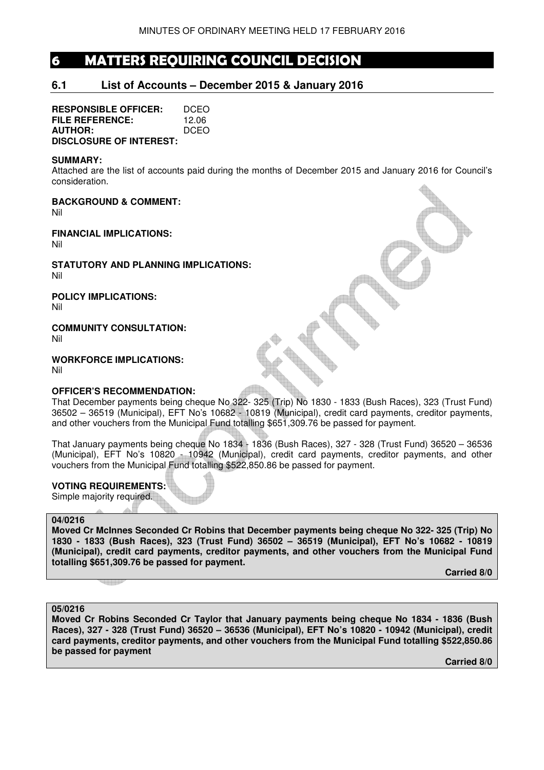# 6 MATTERS REQUIRING COUNCIL DECISION

## 6.1 List of Accounts – December 2015 & January 2016

**RESPONSIBLE OFFICER:** DCEO
**FILE REFERENCE:** 12.06
**AUTHOR:** DCEO
**DISCLOSURE OF INTEREST:**

**SUMMARY:**
Attached are the list of accounts paid during the months of December 2015 and January 2016 for Council's consideration.

**BACKGROUND & COMMENT:**
Nil

**FINANCIAL IMPLICATIONS:**
Nil

**STATUTORY AND PLANNING IMPLICATIONS:**
Nil

**POLICY IMPLICATIONS:**
Nil

**COMMUNITY CONSULTATION:**
Nil

**WORKFORCE IMPLICATIONS:**
Nil

**OFFICER'S RECOMMENDATION:**
That December payments being cheque No 322- 325 (Trip) No 1830 - 1833 (Bush Races), 323 (Trust Fund) 36502 – 36519 (Municipal), EFT No's 10682 - 10819 (Municipal), credit card payments, creditor payments, and other vouchers from the Municipal Fund totalling $651,309.76 be passed for payment.

That January payments being cheque No 1834 - 1836 (Bush Races), 327 - 328 (Trust Fund) 36520 – 36536 (Municipal), EFT No's 10820 - 10942 (Municipal), credit card payments, creditor payments, and other vouchers from the Municipal Fund totalling $522,850.86 be passed for payment.

**VOTING REQUIREMENTS:**
Simple majority required.

**04/0216**
**Moved Cr McInnes Seconded Cr Robins that December payments being cheque No 322- 325 (Trip) No 1830 - 1833 (Bush Races), 323 (Trust Fund) 36502 – 36519 (Municipal), EFT No's 10682 - 10819 (Municipal), credit card payments, creditor payments, and other vouchers from the Municipal Fund totalling $651,309.76 be passed for payment.**

**Carried 8/0**

**05/0216**
**Moved Cr Robins Seconded Cr Taylor that January payments being cheque No 1834 - 1836 (Bush Races), 327 - 328 (Trust Fund) 36520 – 36536 (Municipal), EFT No's 10820 - 10942 (Municipal), credit card payments, creditor payments, and other vouchers from the Municipal Fund totalling $522,850.86 be passed for payment**

**Carried 8/0**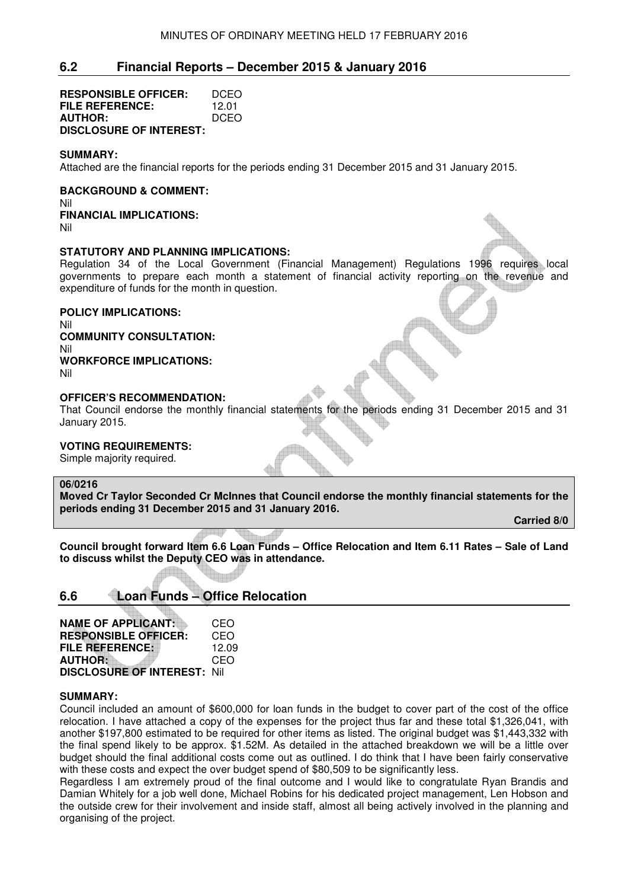## 6.2 Financial Reports – December 2015 & January 2016

**RESPONSIBLE OFFICER:** DCEO
**FILE REFERENCE:** 12.01
**AUTHOR:** DCEO
**DISCLOSURE OF INTEREST:**

**SUMMARY:**
Attached are the financial reports for the periods ending 31 December 2015 and 31 January 2015.

**BACKGROUND & COMMENT:**
Nil
**FINANCIAL IMPLICATIONS:**
Nil

**STATUTORY AND PLANNING IMPLICATIONS:**
Regulation 34 of the Local Government (Financial Management) Regulations 1996 requires local governments to prepare each month a statement of financial activity reporting on the revenue and expenditure of funds for the month in question.

**POLICY IMPLICATIONS:**
Nil
**COMMUNITY CONSULTATION:**
Nil
**WORKFORCE IMPLICATIONS:**
Nil

**OFFICER'S RECOMMENDATION:**
That Council endorse the monthly financial statements for the periods ending 31 December 2015 and 31 January 2015.

**VOTING REQUIREMENTS:**
Simple majority required.

**06/0216**
**Moved Cr Taylor Seconded Cr McInnes that Council endorse the monthly financial statements for the periods ending 31 December 2015 and 31 January 2016.**

**Carried 8/0**

**Council brought forward Item 6.6 Loan Funds – Office Relocation and Item 6.11 Rates – Sale of Land to discuss whilst the Deputy CEO was in attendance.**

## 6.6 Loan Funds – Office Relocation

**NAME OF APPLICANT:** CEO
**RESPONSIBLE OFFICER:** CEO
**FILE REFERENCE:** 12.09
**AUTHOR:** CEO
**DISCLOSURE OF INTEREST:** Nil

**SUMMARY:**
Council included an amount of $600,000 for loan funds in the budget to cover part of the cost of the office relocation. I have attached a copy of the expenses for the project thus far and these total $1,326,041, with another $197,800 estimated to be required for other items as listed. The original budget was $1,443,332 with the final spend likely to be approx. $1.52M. As detailed in the attached breakdown we will be a little over budget should the final additional costs come out as outlined. I do think that I have been fairly conservative with these costs and expect the over budget spend of $80,509 to be significantly less.

Regardless I am extremely proud of the final outcome and I would like to congratulate Ryan Brandis and Damian Whitely for a job well done, Michael Robins for his dedicated project management, Len Hobson and the outside crew for their involvement and inside staff, almost all being actively involved in the planning and organising of the project.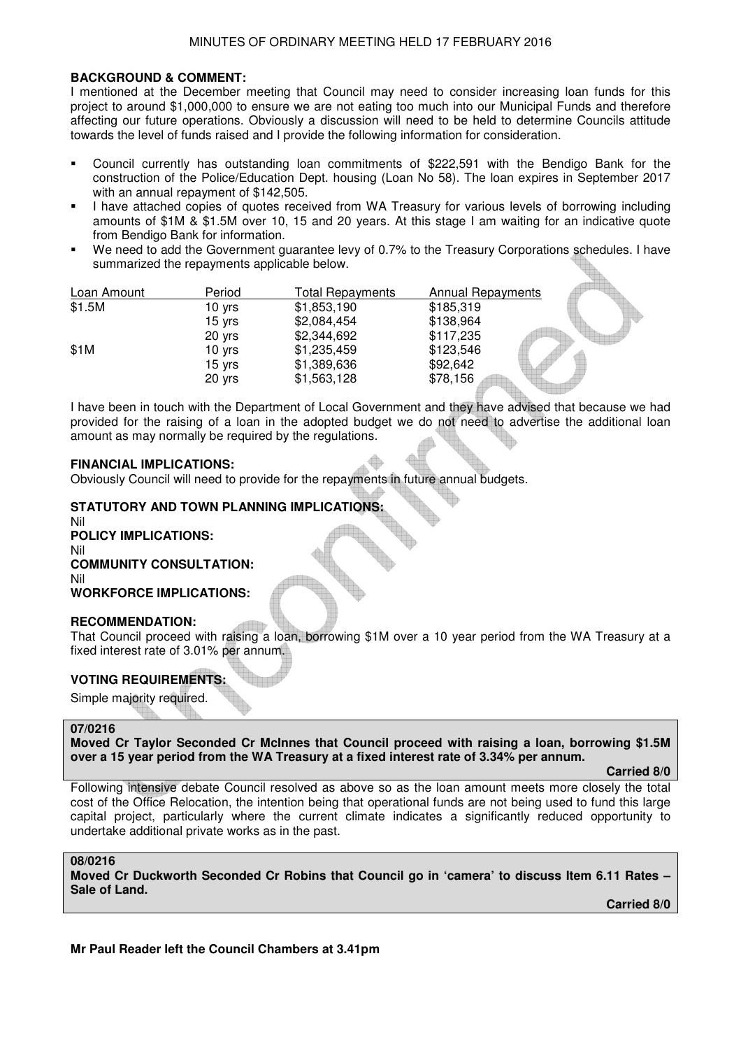**BACKGROUND & COMMENT:**

I mentioned at the December meeting that Council may need to consider increasing loan funds for this project to around $1,000,000 to ensure we are not eating too much into our Municipal Funds and therefore affecting our future operations. Obviously a discussion will need to be held to determine Councils attitude towards the level of funds raised and I provide the following information for consideration.

- Council currently has outstanding loan commitments of $222,591 with the Bendigo Bank for the construction of the Police/Education Dept. housing (Loan No 58). The loan expires in September 2017 with an annual repayment of $142,505.
- I have attached copies of quotes received from WA Treasury for various levels of borrowing including amounts of $1M & $1.5M over 10, 15 and 20 years. At this stage I am waiting for an indicative quote from Bendigo Bank for information.
- We need to add the Government guarantee levy of 0.7% to the Treasury Corporations schedules. I have summarized the repayments applicable below.

| Loan Amount | Period | Total Repayments | Annual Repayments |
|---|---|---|---|
| $1.5M | 10 yrs | $1,853,190 | $185,319 |
| | 15 yrs | $2,084,454 | $138,964 |
| | 20 yrs | $2,344,692 | $117,235 |
| $1M | 10 yrs | $1,235,459 | $123,546 |
| | 15 yrs | $1,389,636 | $92,642 |
| | 20 yrs | $1,563,128 | $78,156 |

I have been in touch with the Department of Local Government and they have advised that because we had provided for the raising of a loan in the adopted budget we do not need to advertise the additional loan amount as may normally be required by the regulations.

**FINANCIAL IMPLICATIONS:**

Obviously Council will need to provide for the repayments in future annual budgets.

**STATUTORY AND TOWN PLANNING IMPLICATIONS:**

Nil

**POLICY IMPLICATIONS:**

Nil

**COMMUNITY CONSULTATION:**

Nil

**WORKFORCE IMPLICATIONS:**

**RECOMMENDATION:**

That Council proceed with raising a loan, borrowing $1M over a 10 year period from the WA Treasury at a fixed interest rate of 3.01% per annum.

**VOTING REQUIREMENTS:**

Simple majority required.

**07/0216**

**Moved Cr Taylor Seconded Cr McInnes that Council proceed with raising a loan, borrowing $1.5M over a 15 year period from the WA Treasury at a fixed interest rate of 3.34% per annum.**

**Carried 8/0**

Following intensive debate Council resolved as above so as the loan amount meets more closely the total cost of the Office Relocation, the intention being that operational funds are not being used to fund this large capital project, particularly where the current climate indicates a significantly reduced opportunity to undertake additional private works as in the past.

**08/0216**

**Moved Cr Duckworth Seconded Cr Robins that Council go in 'camera' to discuss Item 6.11 Rates – Sale of Land.**

**Carried 8/0**

**Mr Paul Reader left the Council Chambers at 3.41pm**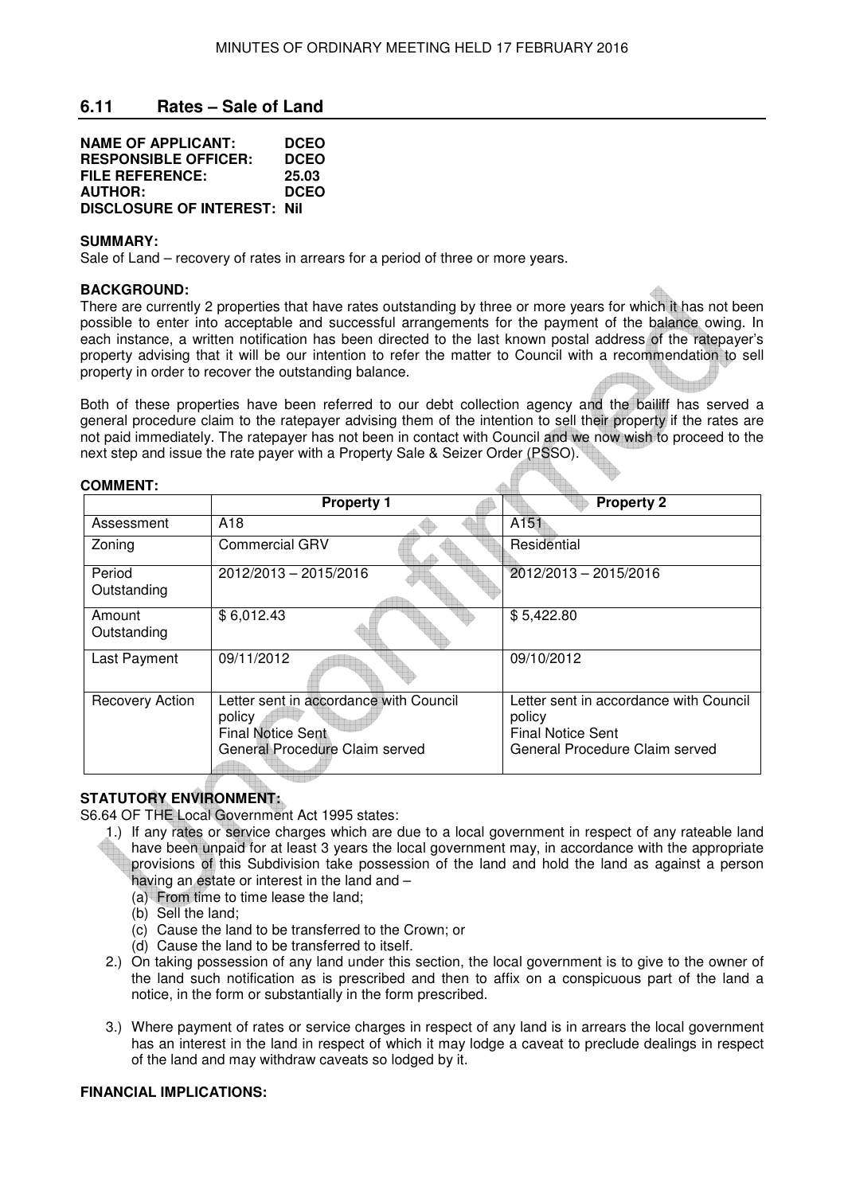## 6.11 Rates – Sale of Land

**NAME OF APPLICANT:** DCEO
**RESPONSIBLE OFFICER:** DCEO
**FILE REFERENCE:** 25.03
**AUTHOR:** DCEO
**DISCLOSURE OF INTEREST:** Nil

**SUMMARY:**
Sale of Land – recovery of rates in arrears for a period of three or more years.

**BACKGROUND:**
There are currently 2 properties that have rates outstanding by three or more years for which it has not been possible to enter into acceptable and successful arrangements for the payment of the balance owing. In each instance, a written notification has been directed to the last known postal address of the ratepayer's property advising that it will be our intention to refer the matter to Council with a recommendation to sell property in order to recover the outstanding balance.

Both of these properties have been referred to our debt collection agency and the bailiff has served a general procedure claim to the ratepayer advising them of the intention to sell their property if the rates are not paid immediately. The ratepayer has not been in contact with Council and we now wish to proceed to the next step and issue the rate payer with a Property Sale & Seizer Order (PSSO).

**COMMENT:**

| | Property 1 | Property 2 |
|---|---|---|
| Assessment | A18 | A151 |
| Zoning | Commercial GRV | Residential |
| Period Outstanding | 2012/2013 – 2015/2016 | 2012/2013 – 2015/2016 |
| Amount Outstanding | $ 6,012.43 | $ 5,422.80 |
| Last Payment | 09/11/2012 | 09/10/2012 |
| Recovery Action | Letter sent in accordance with Council policy<br>Final Notice Sent<br>General Procedure Claim served | Letter sent in accordance with Council policy<br>Final Notice Sent<br>General Procedure Claim served |

**STATUTORY ENVIRONMENT:**
S6.64 OF THE Local Government Act 1995 states:

1.) If any rates or service charges which are due to a local government in respect of any rateable land have been unpaid for at least 3 years the local government may, in accordance with the appropriate provisions of this Subdivision take possession of the land and hold the land as against a person having an estate or interest in the land and –
   (a) From time to time lease the land;
   (b) Sell the land;
   (c) Cause the land to be transferred to the Crown; or
   (d) Cause the land to be transferred to itself.
2.) On taking possession of any land under this section, the local government is to give to the owner of the land such notification as is prescribed and then to affix on a conspicuous part of the land a notice, in the form or substantially in the form prescribed.
3.) Where payment of rates or service charges in respect of any land is in arrears the local government has an interest in the land in respect of which it may lodge a caveat to preclude dealings in respect of the land and may withdraw caveats so lodged by it.

**FINANCIAL IMPLICATIONS:**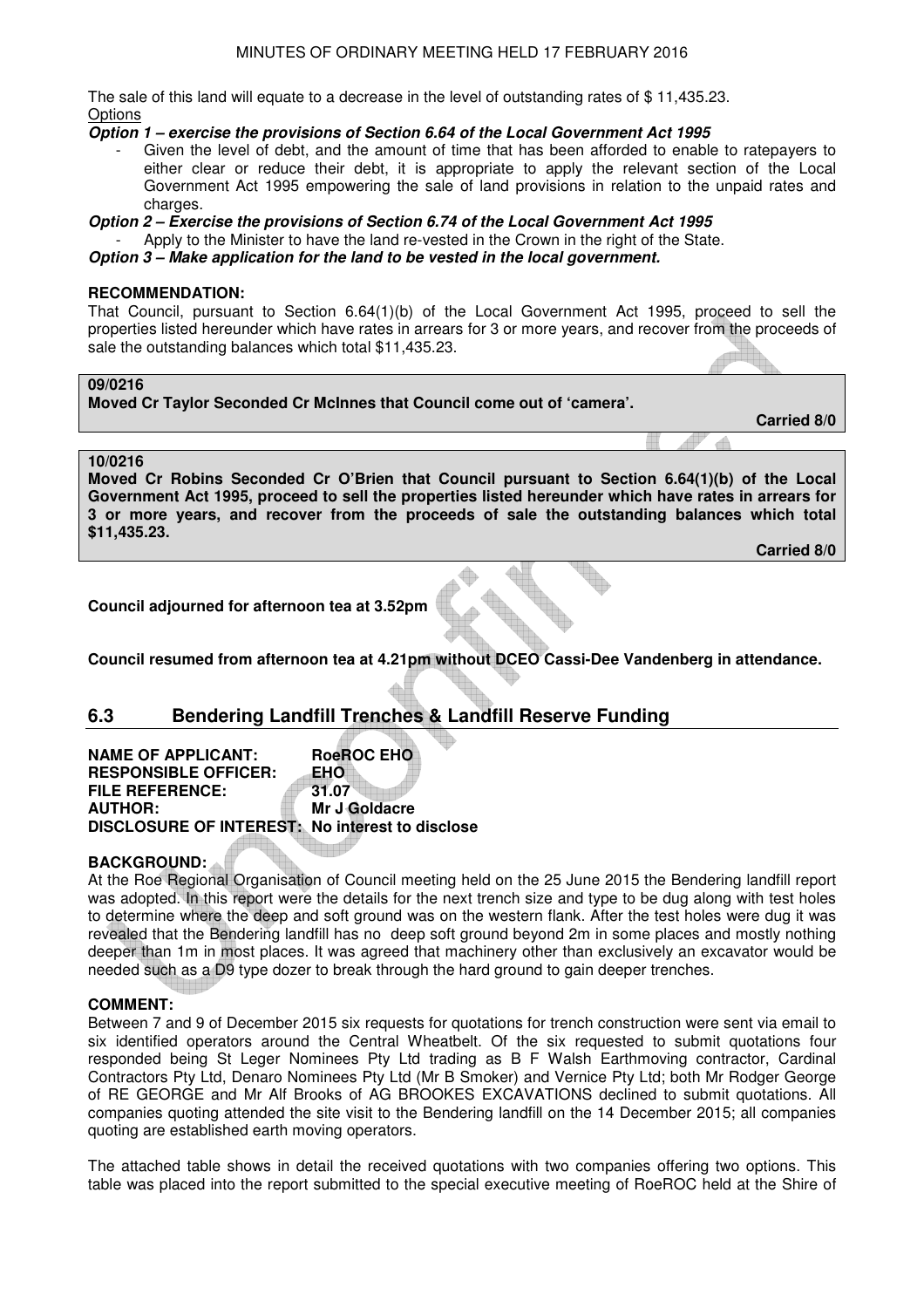The sale of this land will equate to a decrease in the level of outstanding rates of $ 11,435.23.
Options

***Option 1 – exercise the provisions of Section 6.64 of the Local Government Act 1995***

- Given the level of debt, and the amount of time that has been afforded to enable to ratepayers to either clear or reduce their debt, it is appropriate to apply the relevant section of the Local Government Act 1995 empowering the sale of land provisions in relation to the unpaid rates and charges.

***Option 2 – Exercise the provisions of Section 6.74 of the Local Government Act 1995***

- Apply to the Minister to have the land re-vested in the Crown in the right of the State.

***Option 3 – Make application for the land to be vested in the local government.***

**RECOMMENDATION:**
That Council, pursuant to Section 6.64(1)(b) of the Local Government Act 1995, proceed to sell the properties listed hereunder which have rates in arrears for 3 or more years, and recover from the proceeds of sale the outstanding balances which total $11,435.23.

**09/0216**
**Moved Cr Taylor Seconded Cr McInnes that Council come out of 'camera'.**

**Carried 8/0**

**10/0216**
**Moved Cr Robins Seconded Cr O'Brien that Council pursuant to Section 6.64(1)(b) of the Local Government Act 1995, proceed to sell the properties listed hereunder which have rates in arrears for 3 or more years, and recover from the proceeds of sale the outstanding balances which total $11,435.23.**

**Carried 8/0**

**Council adjourned for afternoon tea at 3.52pm**

**Council resumed from afternoon tea at 4.21pm without DCEO Cassi-Dee Vandenberg in attendance.**

## 6.3 Bendering Landfill Trenches & Landfill Reserve Funding

**NAME OF APPLICANT:** RoeROC EHO
**RESPONSIBLE OFFICER:** EHO
**FILE REFERENCE:** 31.07
**AUTHOR:** Mr J Goldacre
**DISCLOSURE OF INTEREST:** No interest to disclose

**BACKGROUND:**
At the Roe Regional Organisation of Council meeting held on the 25 June 2015 the Bendering landfill report was adopted. In this report were the details for the next trench size and type to be dug along with test holes to determine where the deep and soft ground was on the western flank. After the test holes were dug it was revealed that the Bendering landfill has no deep soft ground beyond 2m in some places and mostly nothing deeper than 1m in most places. It was agreed that machinery other than exclusively an excavator would be needed such as a D9 type dozer to break through the hard ground to gain deeper trenches.

**COMMENT:**
Between 7 and 9 of December 2015 six requests for quotations for trench construction were sent via email to six identified operators around the Central Wheatbelt. Of the six requested to submit quotations four responded being St Leger Nominees Pty Ltd trading as B F Walsh Earthmoving contractor, Cardinal Contractors Pty Ltd, Denaro Nominees Pty Ltd (Mr B Smoker) and Vernice Pty Ltd; both Mr Rodger George of RE GEORGE and Mr Alf Brooks of AG BROOKES EXCAVATIONS declined to submit quotations. All companies quoting attended the site visit to the Bendering landfill on the 14 December 2015; all companies quoting are established earth moving operators.

The attached table shows in detail the received quotations with two companies offering two options. This table was placed into the report submitted to the special executive meeting of RoeROC held at the Shire of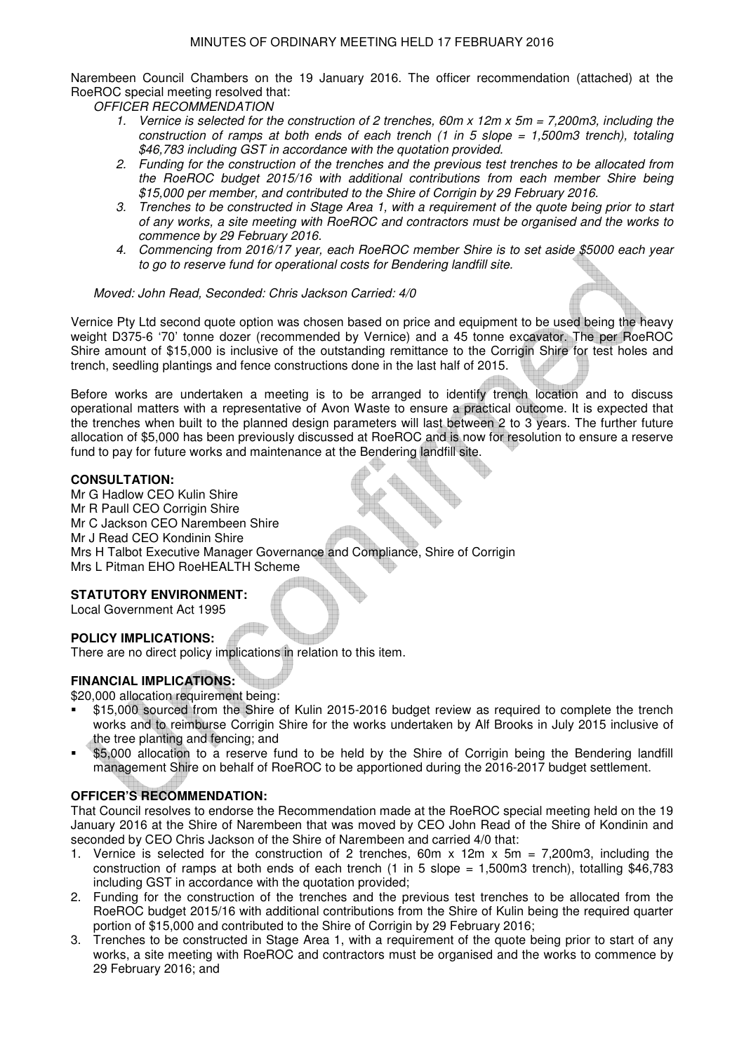Narembeen Council Chambers on the 19 January 2016. The officer recommendation (attached) at the RoeROC special meeting resolved that:

*OFFICER RECOMMENDATION*

1. *Vernice is selected for the construction of 2 trenches, 60m x 12m x 5m = 7,200m3, including the construction of ramps at both ends of each trench (1 in 5 slope = 1,500m3 trench), totaling $46,783 including GST in accordance with the quotation provided.*
2. *Funding for the construction of the trenches and the previous test trenches to be allocated from the RoeROC budget 2015/16 with additional contributions from each member Shire being $15,000 per member, and contributed to the Shire of Corrigin by 29 February 2016.*
3. *Trenches to be constructed in Stage Area 1, with a requirement of the quote being prior to start of any works, a site meeting with RoeROC and contractors must be organised and the works to commence by 29 February 2016.*
4. *Commencing from 2016/17 year, each RoeROC member Shire is to set aside $5000 each year to go to reserve fund for operational costs for Bendering landfill site.*

*Moved: John Read, Seconded: Chris Jackson Carried: 4/0*

Vernice Pty Ltd second quote option was chosen based on price and equipment to be used being the heavy weight D375-6 '70' tonne dozer (recommended by Vernice) and a 45 tonne excavator. The per RoeROC Shire amount of $15,000 is inclusive of the outstanding remittance to the Corrigin Shire for test holes and trench, seedling plantings and fence constructions done in the last half of 2015.

Before works are undertaken a meeting is to be arranged to identify trench location and to discuss operational matters with a representative of Avon Waste to ensure a practical outcome. It is expected that the trenches when built to the planned design parameters will last between 2 to 3 years. The further future allocation of $5,000 has been previously discussed at RoeROC and is now for resolution to ensure a reserve fund to pay for future works and maintenance at the Bendering landfill site.

**CONSULTATION:**

Mr G Hadlow CEO Kulin Shire
Mr R Paull CEO Corrigin Shire
Mr C Jackson CEO Narembeen Shire
Mr J Read CEO Kondinin Shire
Mrs H Talbot Executive Manager Governance and Compliance, Shire of Corrigin
Mrs L Pitman EHO RoeHEALTH Scheme

**STATUTORY ENVIRONMENT:**

Local Government Act 1995

**POLICY IMPLICATIONS:**

There are no direct policy implications in relation to this item.

**FINANCIAL IMPLICATIONS:**

$20,000 allocation requirement being:

- $15,000 sourced from the Shire of Kulin 2015-2016 budget review as required to complete the trench works and to reimburse Corrigin Shire for the works undertaken by Alf Brooks in July 2015 inclusive of the tree planting and fencing; and
- $5,000 allocation to a reserve fund to be held by the Shire of Corrigin being the Bendering landfill management Shire on behalf of RoeROC to be apportioned during the 2016-2017 budget settlement.

**OFFICER'S RECOMMENDATION:**

That Council resolves to endorse the Recommendation made at the RoeROC special meeting held on the 19 January 2016 at the Shire of Narembeen that was moved by CEO John Read of the Shire of Kondinin and seconded by CEO Chris Jackson of the Shire of Narembeen and carried 4/0 that:

1. Vernice is selected for the construction of 2 trenches, 60m x 12m x 5m = 7,200m3, including the construction of ramps at both ends of each trench (1 in 5 slope = 1,500m3 trench), totalling $46,783 including GST in accordance with the quotation provided;
2. Funding for the construction of the trenches and the previous test trenches to be allocated from the RoeROC budget 2015/16 with additional contributions from the Shire of Kulin being the required quarter portion of $15,000 and contributed to the Shire of Corrigin by 29 February 2016;
3. Trenches to be constructed in Stage Area 1, with a requirement of the quote being prior to start of any works, a site meeting with RoeROC and contractors must be organised and the works to commence by 29 February 2016; and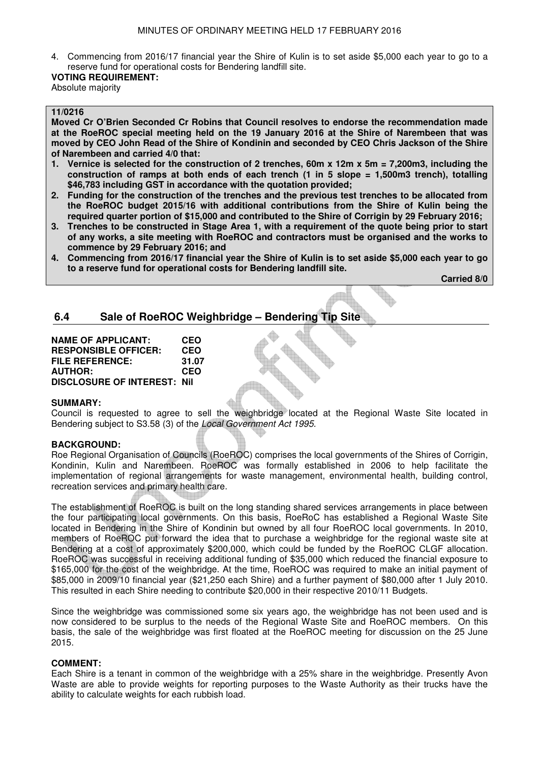4. Commencing from 2016/17 financial year the Shire of Kulin is to set aside $5,000 each year to go to a reserve fund for operational costs for Bendering landfill site.

**VOTING REQUIREMENT:**
Absolute majority

**11/0216**
**Moved Cr O'Brien Seconded Cr Robins that Council resolves to endorse the recommendation made at the RoeROC special meeting held on the 19 January 2016 at the Shire of Narembeen that was moved by CEO John Read of the Shire of Kondinin and seconded by CEO Chris Jackson of the Shire of Narembeen and carried 4/0 that:**

1. **Vernice is selected for the construction of 2 trenches, 60m x 12m x 5m = 7,200m3, including the construction of ramps at both ends of each trench (1 in 5 slope = 1,500m3 trench), totalling $46,783 including GST in accordance with the quotation provided;**
2. **Funding for the construction of the trenches and the previous test trenches to be allocated from the RoeROC budget 2015/16 with additional contributions from the Shire of Kulin being the required quarter portion of $15,000 and contributed to the Shire of Corrigin by 29 February 2016;**
3. **Trenches to be constructed in Stage Area 1, with a requirement of the quote being prior to start of any works, a site meeting with RoeROC and contractors must be organised and the works to commence by 29 February 2016; and**
4. **Commencing from 2016/17 financial year the Shire of Kulin is to set aside $5,000 each year to go to a reserve fund for operational costs for Bendering landfill site.**

**Carried 8/0**

## 6.4 Sale of RoeROC Weighbridge – Bendering Tip Site

**NAME OF APPLICANT:** CEO
**RESPONSIBLE OFFICER:** CEO
**FILE REFERENCE:** 31.07
**AUTHOR:** CEO
**DISCLOSURE OF INTEREST:** Nil

**SUMMARY:**
Council is requested to agree to sell the weighbridge located at the Regional Waste Site located in Bendering subject to S3.58 (3) of the *Local Government Act 1995*.

**BACKGROUND:**
Roe Regional Organisation of Councils (RoeROC) comprises the local governments of the Shires of Corrigin, Kondinin, Kulin and Narembeen. RoeROC was formally established in 2006 to help facilitate the implementation of regional arrangements for waste management, environmental health, building control, recreation services and primary health care.

The establishment of RoeROC is built on the long standing shared services arrangements in place between the four participating local governments. On this basis, RoeRoC has established a Regional Waste Site located in Bendering in the Shire of Kondinin but owned by all four RoeROC local governments. In 2010, members of RoeROC put forward the idea that to purchase a weighbridge for the regional waste site at Bendering at a cost of approximately $200,000, which could be funded by the RoeROC CLGF allocation. RoeROC was successful in receiving additional funding of $35,000 which reduced the financial exposure to $165,000 for the cost of the weighbridge. At the time, RoeROC was required to make an initial payment of $85,000 in 2009/10 financial year ($21,250 each Shire) and a further payment of $80,000 after 1 July 2010. This resulted in each Shire needing to contribute $20,000 in their respective 2010/11 Budgets.

Since the weighbridge was commissioned some six years ago, the weighbridge has not been used and is now considered to be surplus to the needs of the Regional Waste Site and RoeROC members. On this basis, the sale of the weighbridge was first floated at the RoeROC meeting for discussion on the 25 June 2015.

**COMMENT:**
Each Shire is a tenant in common of the weighbridge with a 25% share in the weighbridge. Presently Avon Waste are able to provide weights for reporting purposes to the Waste Authority as their trucks have the ability to calculate weights for each rubbish load.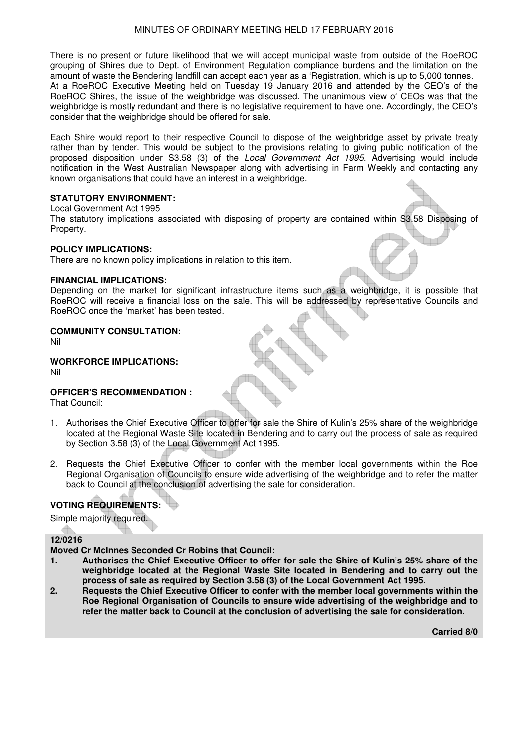There is no present or future likelihood that we will accept municipal waste from outside of the RoeROC grouping of Shires due to Dept. of Environment Regulation compliance burdens and the limitation on the amount of waste the Bendering landfill can accept each year as a 'Registration, which is up to 5,000 tonnes.
At a RoeROC Executive Meeting held on Tuesday 19 January 2016 and attended by the CEO's of the RoeROC Shires, the issue of the weighbridge was discussed. The unanimous view of CEOs was that the weighbridge is mostly redundant and there is no legislative requirement to have one. Accordingly, the CEO's consider that the weighbridge should be offered for sale.

Each Shire would report to their respective Council to dispose of the weighbridge asset by private treaty rather than by tender. This would be subject to the provisions relating to giving public notification of the proposed disposition under S3.58 (3) of the *Local Government Act 1995*. Advertising would include notification in the West Australian Newspaper along with advertising in Farm Weekly and contacting any known organisations that could have an interest in a weighbridge.

**STATUTORY ENVIRONMENT:**
Local Government Act 1995
The statutory implications associated with disposing of property are contained within S3.58 Disposing of Property.

**POLICY IMPLICATIONS:**
There are no known policy implications in relation to this item.

**FINANCIAL IMPLICATIONS:**
Depending on the market for significant infrastructure items such as a weighbridge, it is possible that RoeROC will receive a financial loss on the sale. This will be addressed by representative Councils and RoeROC once the 'market' has been tested.

**COMMUNITY CONSULTATION:**
Nil

**WORKFORCE IMPLICATIONS:**
Nil

**OFFICER'S RECOMMENDATION :**
That Council:

1. Authorises the Chief Executive Officer to offer for sale the Shire of Kulin's 25% share of the weighbridge located at the Regional Waste Site located in Bendering and to carry out the process of sale as required by Section 3.58 (3) of the Local Government Act 1995.

2. Requests the Chief Executive Officer to confer with the member local governments within the Roe Regional Organisation of Councils to ensure wide advertising of the weighbridge and to refer the matter back to Council at the conclusion of advertising the sale for consideration.

**VOTING REQUIREMENTS:**
Simple majority required.

**12/0216**
**Moved Cr McInnes Seconded Cr Robins that Council:**

1. **Authorises the Chief Executive Officer to offer for sale the Shire of Kulin's 25% share of the weighbridge located at the Regional Waste Site located in Bendering and to carry out the process of sale as required by Section 3.58 (3) of the Local Government Act 1995.**
2. **Requests the Chief Executive Officer to confer with the member local governments within the Roe Regional Organisation of Councils to ensure wide advertising of the weighbridge and to refer the matter back to Council at the conclusion of advertising the sale for consideration.**

**Carried 8/0**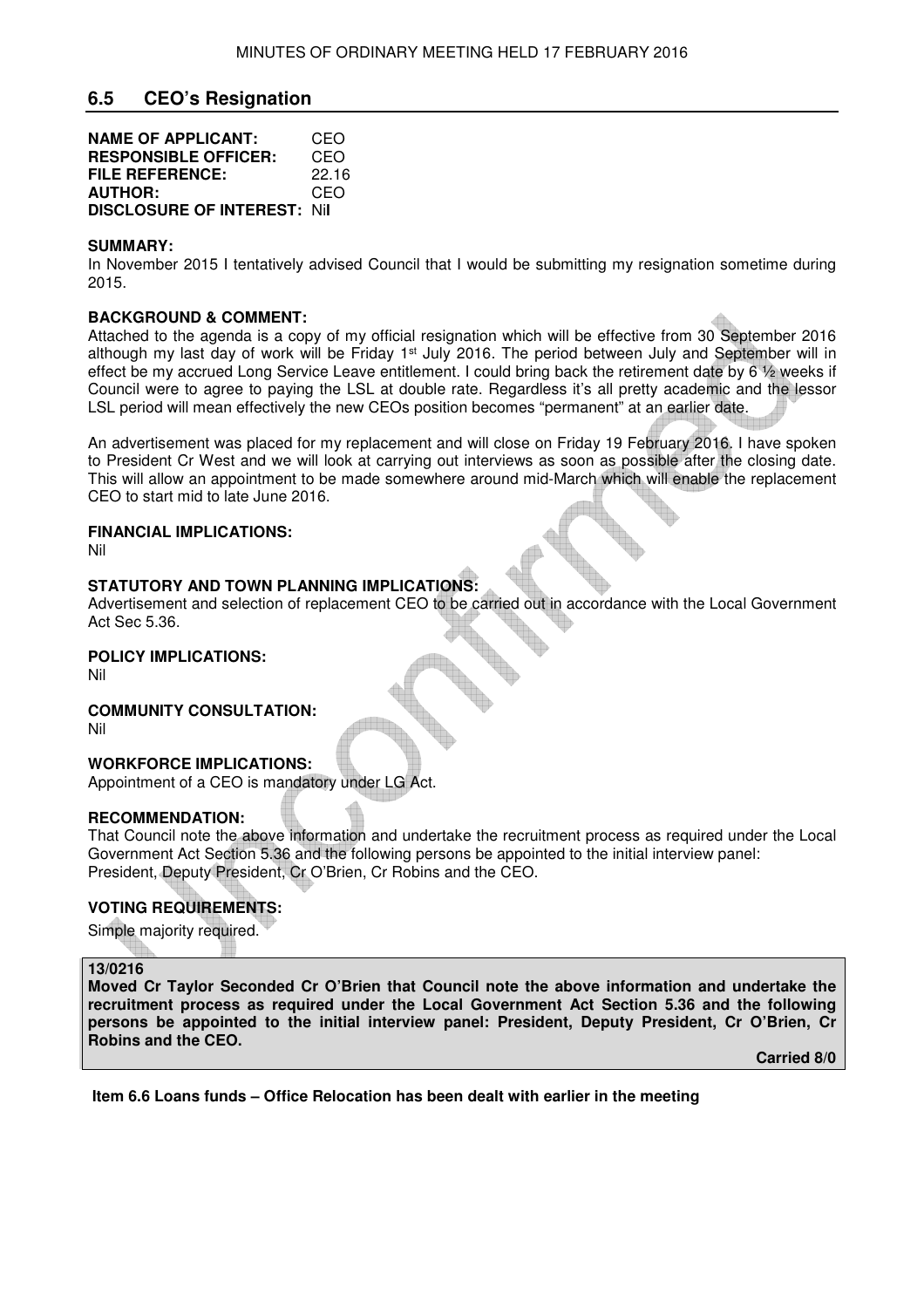## 6.5 CEO's Resignation

**NAME OF APPLICANT:** CEO
**RESPONSIBLE OFFICER:** CEO
**FILE REFERENCE:** 22.16
**AUTHOR:** CEO
**DISCLOSURE OF INTEREST:** Nil

**SUMMARY:**
In November 2015 I tentatively advised Council that I would be submitting my resignation sometime during 2015.

**BACKGROUND & COMMENT:**
Attached to the agenda is a copy of my official resignation which will be effective from 30 September 2016 although my last day of work will be Friday 1st July 2016. The period between July and September will in effect be my accrued Long Service Leave entitlement. I could bring back the retirement date by 6 ½ weeks if Council were to agree to paying the LSL at double rate. Regardless it's all pretty academic and the lessor LSL period will mean effectively the new CEOs position becomes "permanent" at an earlier date.

An advertisement was placed for my replacement and will close on Friday 19 February 2016. I have spoken to President Cr West and we will look at carrying out interviews as soon as possible after the closing date. This will allow an appointment to be made somewhere around mid-March which will enable the replacement CEO to start mid to late June 2016.

**FINANCIAL IMPLICATIONS:**
Nil

**STATUTORY AND TOWN PLANNING IMPLICATIONS:**
Advertisement and selection of replacement CEO to be carried out in accordance with the Local Government Act Sec 5.36.

**POLICY IMPLICATIONS:**
Nil

**COMMUNITY CONSULTATION:**
Nil

**WORKFORCE IMPLICATIONS:**
Appointment of a CEO is mandatory under LG Act.

**RECOMMENDATION:**
That Council note the above information and undertake the recruitment process as required under the Local Government Act Section 5.36 and the following persons be appointed to the initial interview panel:
President, Deputy President, Cr O'Brien, Cr Robins and the CEO.

**VOTING REQUIREMENTS:**
Simple majority required.

**13/0216**
**Moved Cr Taylor Seconded Cr O'Brien that Council note the above information and undertake the recruitment process as required under the Local Government Act Section 5.36 and the following persons be appointed to the initial interview panel: President, Deputy President, Cr O'Brien, Cr Robins and the CEO.**

**Carried 8/0**

**Item 6.6 Loans funds – Office Relocation has been dealt with earlier in the meeting**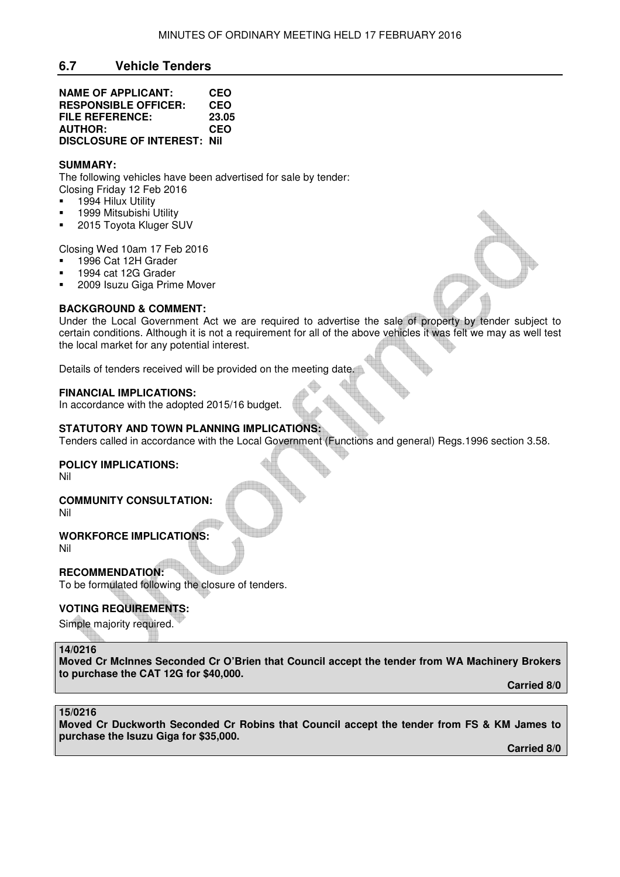## 6.7 Vehicle Tenders

**NAME OF APPLICANT:** CEO
**RESPONSIBLE OFFICER:** CEO
**FILE REFERENCE:** 23.05
**AUTHOR:** CEO
**DISCLOSURE OF INTEREST:** Nil

**SUMMARY:**
The following vehicles have been advertised for sale by tender:
Closing Friday 12 Feb 2016

- 1994 Hilux Utility
- 1999 Mitsubishi Utility
- 2015 Toyota Kluger SUV

Closing Wed 10am 17 Feb 2016

- 1996 Cat 12H Grader
- 1994 cat 12G Grader
- 2009 Isuzu Giga Prime Mover

**BACKGROUND & COMMENT:**
Under the Local Government Act we are required to advertise the sale of property by tender subject to certain conditions. Although it is not a requirement for all of the above vehicles it was felt we may as well test the local market for any potential interest.

Details of tenders received will be provided on the meeting date.

**FINANCIAL IMPLICATIONS:**
In accordance with the adopted 2015/16 budget.

**STATUTORY AND TOWN PLANNING IMPLICATIONS:**
Tenders called in accordance with the Local Government (Functions and general) Regs.1996 section 3.58.

**POLICY IMPLICATIONS:**
Nil

**COMMUNITY CONSULTATION:**
Nil

**WORKFORCE IMPLICATIONS:**
Nil

**RECOMMENDATION:**
To be formulated following the closure of tenders.

**VOTING REQUIREMENTS:**
Simple majority required.

**14/0216**
**Moved Cr McInnes Seconded Cr O'Brien that Council accept the tender from WA Machinery Brokers to purchase the CAT 12G for $40,000.**

**Carried 8/0**

**15/0216**
**Moved Cr Duckworth Seconded Cr Robins that Council accept the tender from FS & KM James to purchase the Isuzu Giga for $35,000.**

**Carried 8/0**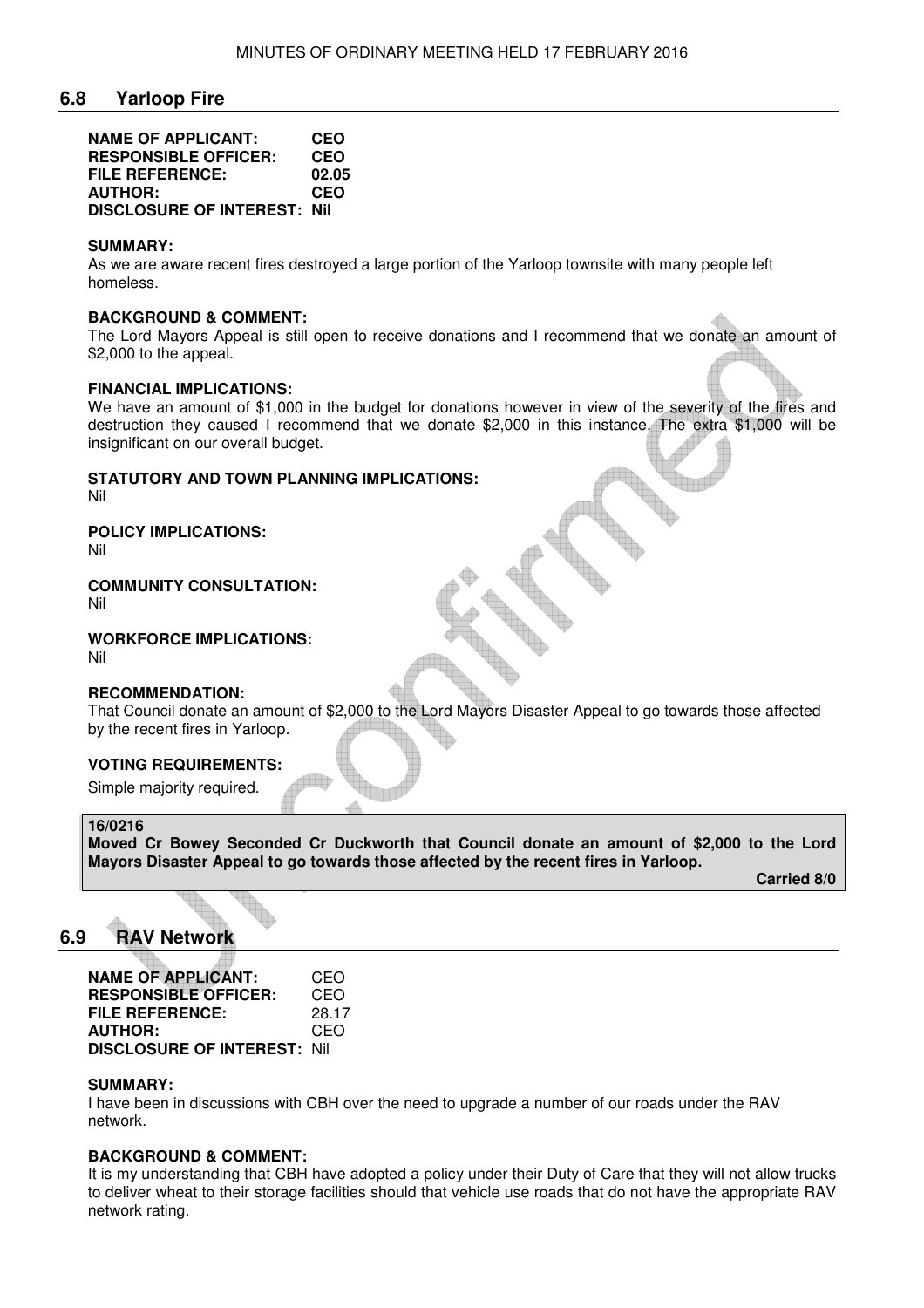## 6.8 Yarloop Fire

**NAME OF APPLICANT:** CEO
**RESPONSIBLE OFFICER:** CEO
**FILE REFERENCE:** 02.05
**AUTHOR:** CEO
**DISCLOSURE OF INTEREST:** Nil

**SUMMARY:**
As we are aware recent fires destroyed a large portion of the Yarloop townsite with many people left homeless.

**BACKGROUND & COMMENT:**
The Lord Mayors Appeal is still open to receive donations and I recommend that we donate an amount of $2,000 to the appeal.

**FINANCIAL IMPLICATIONS:**
We have an amount of $1,000 in the budget for donations however in view of the severity of the fires and destruction they caused I recommend that we donate $2,000 in this instance. The extra $1,000 will be insignificant on our overall budget.

**STATUTORY AND TOWN PLANNING IMPLICATIONS:**
Nil

**POLICY IMPLICATIONS:**
Nil

**COMMUNITY CONSULTATION:**
Nil

**WORKFORCE IMPLICATIONS:**
Nil

**RECOMMENDATION:**
That Council donate an amount of $2,000 to the Lord Mayors Disaster Appeal to go towards those affected by the recent fires in Yarloop.

**VOTING REQUIREMENTS:**
Simple majority required.

**16/0216**
**Moved Cr Bowey Seconded Cr Duckworth that Council donate an amount of $2,000 to the Lord Mayors Disaster Appeal to go towards those affected by the recent fires in Yarloop.**

**Carried 8/0**

## 6.9 RAV Network

**NAME OF APPLICANT:** CEO
**RESPONSIBLE OFFICER:** CEO
**FILE REFERENCE:** 28.17
**AUTHOR:** CEO
**DISCLOSURE OF INTEREST:** Nil

**SUMMARY:**
I have been in discussions with CBH over the need to upgrade a number of our roads under the RAV network.

**BACKGROUND & COMMENT:**
It is my understanding that CBH have adopted a policy under their Duty of Care that they will not allow trucks to deliver wheat to their storage facilities should that vehicle use roads that do not have the appropriate RAV network rating.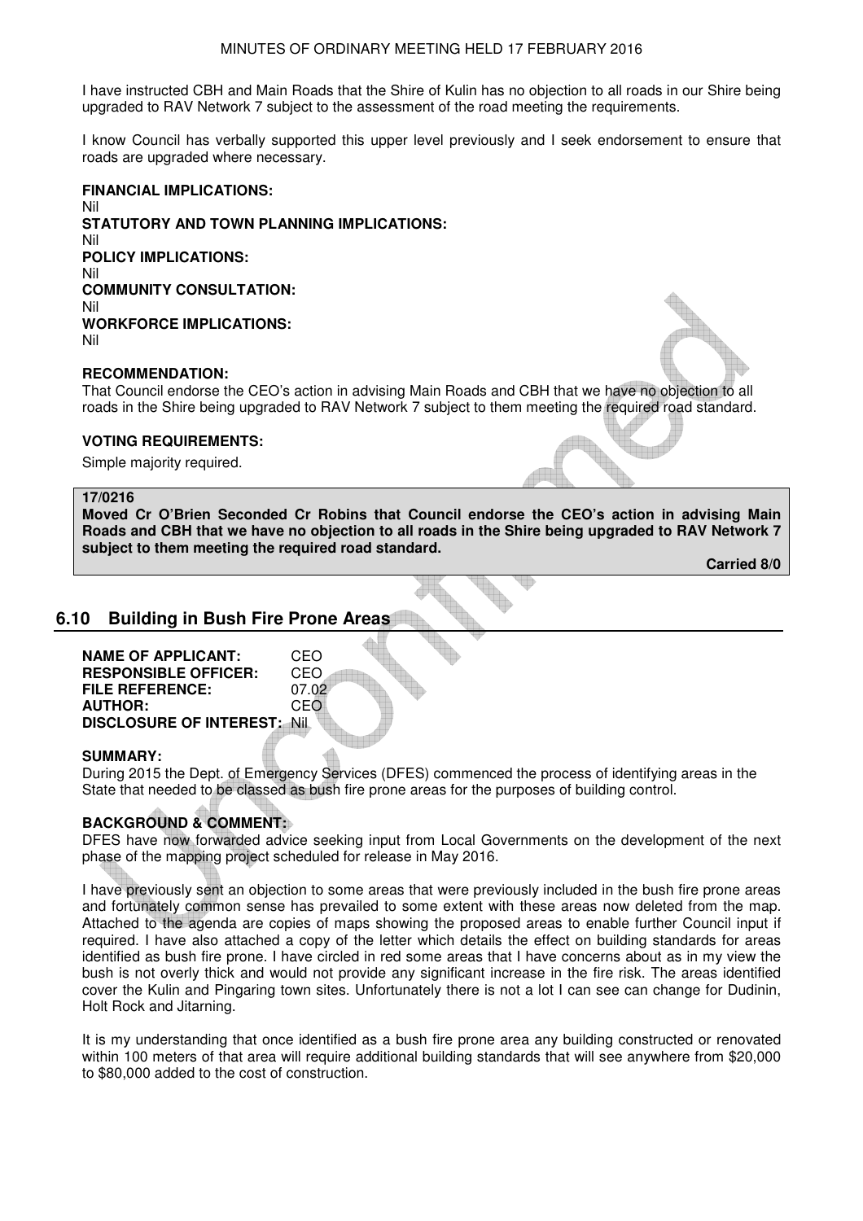I have instructed CBH and Main Roads that the Shire of Kulin has no objection to all roads in our Shire being upgraded to RAV Network 7 subject to the assessment of the road meeting the requirements.

I know Council has verbally supported this upper level previously and I seek endorsement to ensure that roads are upgraded where necessary.

**FINANCIAL IMPLICATIONS:**
Nil
**STATUTORY AND TOWN PLANNING IMPLICATIONS:**
Nil
**POLICY IMPLICATIONS:**
Nil
**COMMUNITY CONSULTATION:**
Nil
**WORKFORCE IMPLICATIONS:**
Nil

**RECOMMENDATION:**
That Council endorse the CEO's action in advising Main Roads and CBH that we have no objection to all roads in the Shire being upgraded to RAV Network 7 subject to them meeting the required road standard.

**VOTING REQUIREMENTS:**

Simple majority required.

**17/0216**
**Moved Cr O'Brien Seconded Cr Robins that Council endorse the CEO's action in advising Main Roads and CBH that we have no objection to all roads in the Shire being upgraded to RAV Network 7 subject to them meeting the required road standard.**

**Carried 8/0**

## 6.10 Building in Bush Fire Prone Areas

**NAME OF APPLICANT:** CEO
**RESPONSIBLE OFFICER:** CEO
**FILE REFERENCE:** 07.02
**AUTHOR:** CEO
**DISCLOSURE OF INTEREST:** Nil

**SUMMARY:**
During 2015 the Dept. of Emergency Services (DFES) commenced the process of identifying areas in the State that needed to be classed as bush fire prone areas for the purposes of building control.

**BACKGROUND & COMMENT:**
DFES have now forwarded advice seeking input from Local Governments on the development of the next phase of the mapping project scheduled for release in May 2016.

I have previously sent an objection to some areas that were previously included in the bush fire prone areas and fortunately common sense has prevailed to some extent with these areas now deleted from the map. Attached to the agenda are copies of maps showing the proposed areas to enable further Council input if required. I have also attached a copy of the letter which details the effect on building standards for areas identified as bush fire prone. I have circled in red some areas that I have concerns about as in my view the bush is not overly thick and would not provide any significant increase in the fire risk. The areas identified cover the Kulin and Pingaring town sites. Unfortunately there is not a lot I can see can change for Dudinin, Holt Rock and Jitarning.

It is my understanding that once identified as a bush fire prone area any building constructed or renovated within 100 meters of that area will require additional building standards that will see anywhere from $20,000 to $80,000 added to the cost of construction.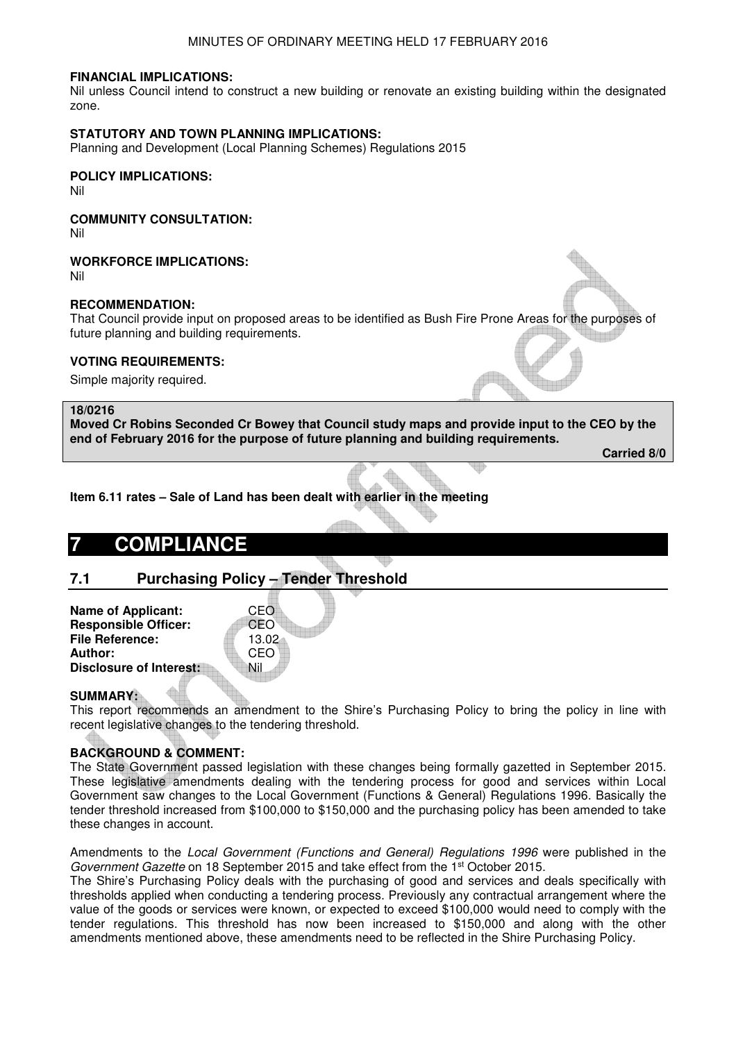**FINANCIAL IMPLICATIONS:**
Nil unless Council intend to construct a new building or renovate an existing building within the designated zone.

**STATUTORY AND TOWN PLANNING IMPLICATIONS:**
Planning and Development (Local Planning Schemes) Regulations 2015

**POLICY IMPLICATIONS:**
Nil

**COMMUNITY CONSULTATION:**
Nil

**WORKFORCE IMPLICATIONS:**
Nil

**RECOMMENDATION:**
That Council provide input on proposed areas to be identified as Bush Fire Prone Areas for the purposes of future planning and building requirements.

**VOTING REQUIREMENTS:**
Simple majority required.

**18/0216**
**Moved Cr Robins Seconded Cr Bowey that Council study maps and provide input to the CEO by the end of February 2016 for the purpose of future planning and building requirements.**
**Carried 8/0**

**Item 6.11 rates – Sale of Land has been dealt with earlier in the meeting**

# 7 COMPLIANCE

## 7.1 Purchasing Policy – Tender Threshold

**Name of Applicant:** CEO
**Responsible Officer:** CEO
**File Reference:** 13.02
**Author:** CEO
**Disclosure of Interest:** Nil

**SUMMARY:**
This report recommends an amendment to the Shire's Purchasing Policy to bring the policy in line with recent legislative changes to the tendering threshold.

**BACKGROUND & COMMENT:**
The State Government passed legislation with these changes being formally gazetted in September 2015. These legislative amendments dealing with the tendering process for good and services within Local Government saw changes to the Local Government (Functions & General) Regulations 1996. Basically the tender threshold increased from $100,000 to $150,000 and the purchasing policy has been amended to take these changes in account.

Amendments to the *Local Government (Functions and General) Regulations 1996* were published in the *Government Gazette* on 18 September 2015 and take effect from the 1st October 2015.
The Shire's Purchasing Policy deals with the purchasing of good and services and deals specifically with thresholds applied when conducting a tendering process. Previously any contractual arrangement where the value of the goods or services were known, or expected to exceed $100,000 would need to comply with the tender regulations. This threshold has now been increased to $150,000 and along with the other amendments mentioned above, these amendments need to be reflected in the Shire Purchasing Policy.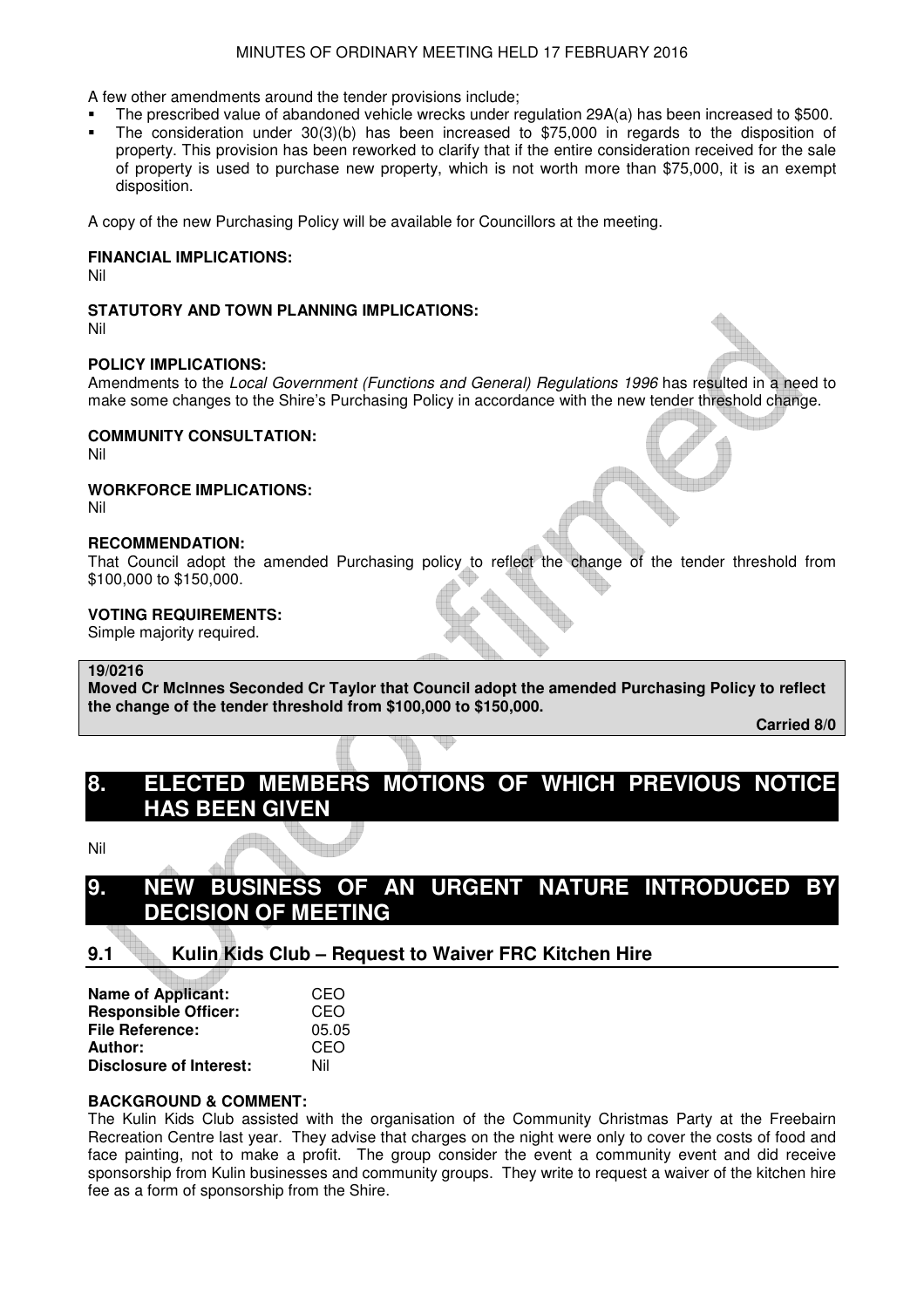A few other amendments around the tender provisions include;

- The prescribed value of abandoned vehicle wrecks under regulation 29A(a) has been increased to $500.
- The consideration under 30(3)(b) has been increased to $75,000 in regards to the disposition of property. This provision has been reworked to clarify that if the entire consideration received for the sale of property is used to purchase new property, which is not worth more than $75,000, it is an exempt disposition.

A copy of the new Purchasing Policy will be available for Councillors at the meeting.

**FINANCIAL IMPLICATIONS:**
Nil

**STATUTORY AND TOWN PLANNING IMPLICATIONS:**
Nil

**POLICY IMPLICATIONS:**
Amendments to the *Local Government (Functions and General) Regulations 1996* has resulted in a need to make some changes to the Shire's Purchasing Policy in accordance with the new tender threshold change.

**COMMUNITY CONSULTATION:**
Nil

**WORKFORCE IMPLICATIONS:**
Nil

**RECOMMENDATION:**
That Council adopt the amended Purchasing policy to reflect the change of the tender threshold from $100,000 to $150,000.

**VOTING REQUIREMENTS:**
Simple majority required.

**19/0216**
**Moved Cr McInnes Seconded Cr Taylor that Council adopt the amended Purchasing Policy to reflect the change of the tender threshold from $100,000 to $150,000.**

**Carried 8/0**

# 8. ELECTED MEMBERS MOTIONS OF WHICH PREVIOUS NOTICE HAS BEEN GIVEN

Nil

# 9. NEW BUSINESS OF AN URGENT NATURE INTRODUCED BY DECISION OF MEETING

## 9.1 Kulin Kids Club – Request to Waiver FRC Kitchen Hire

**Name of Applicant:** CEO
**Responsible Officer:** CEO
**File Reference:** 05.05
**Author:** CEO
**Disclosure of Interest:** Nil

**BACKGROUND & COMMENT:**
The Kulin Kids Club assisted with the organisation of the Community Christmas Party at the Freebairn Recreation Centre last year. They advise that charges on the night were only to cover the costs of food and face painting, not to make a profit. The group consider the event a community event and did receive sponsorship from Kulin businesses and community groups. They write to request a waiver of the kitchen hire fee as a form of sponsorship from the Shire.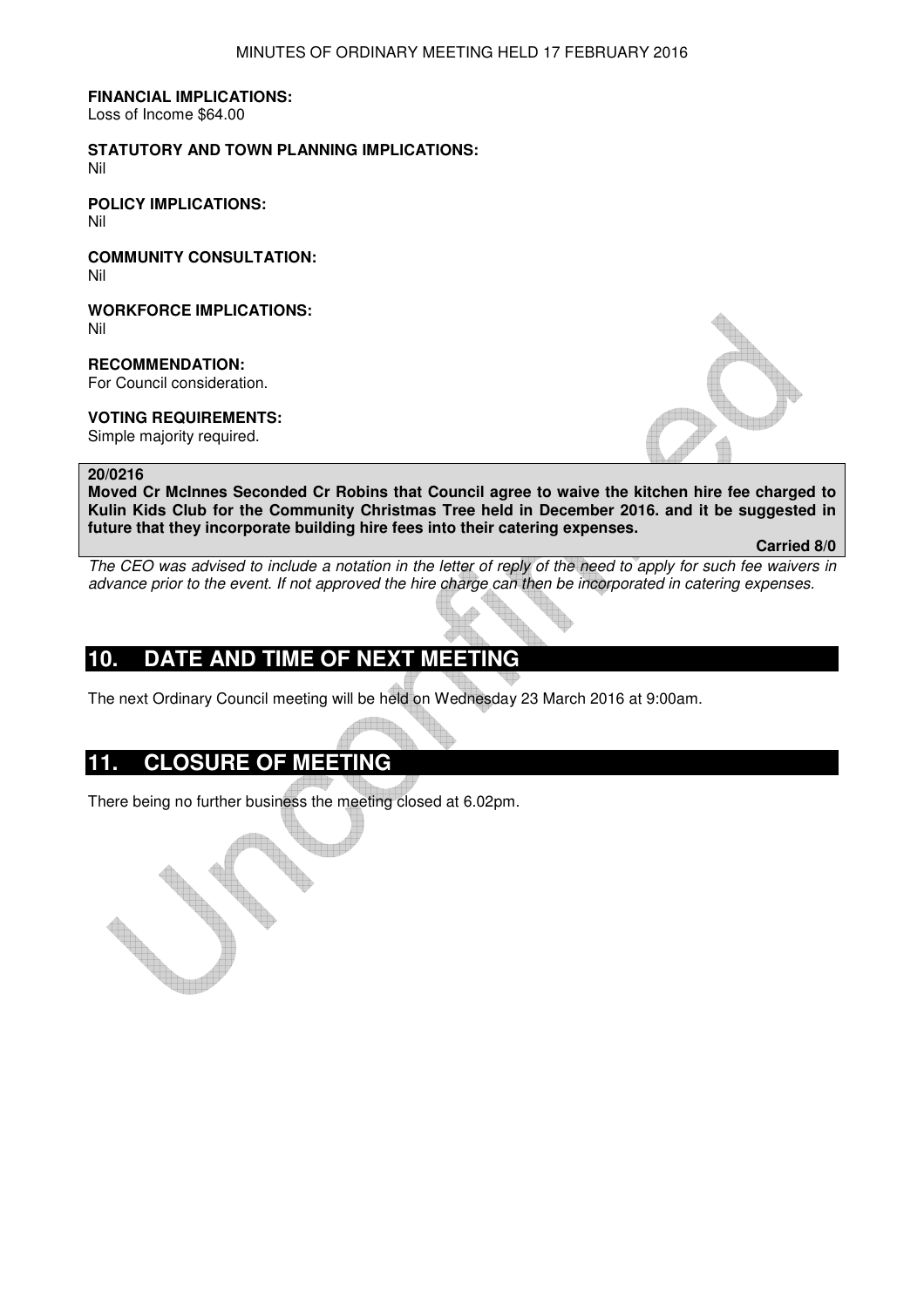**FINANCIAL IMPLICATIONS:**
Loss of Income $64.00

**STATUTORY AND TOWN PLANNING IMPLICATIONS:**
Nil

**POLICY IMPLICATIONS:**
Nil

**COMMUNITY CONSULTATION:**
Nil

**WORKFORCE IMPLICATIONS:**
Nil

**RECOMMENDATION:**
For Council consideration.

**VOTING REQUIREMENTS:**
Simple majority required.

**20/0216**
**Moved Cr McInnes Seconded Cr Robins that Council agree to waive the kitchen hire fee charged to Kulin Kids Club for the Community Christmas Tree held in December 2016. and it be suggested in future that they incorporate building hire fees into their catering expenses.**

**Carried 8/0**

*The CEO was advised to include a notation in the letter of reply of the need to apply for such fee waivers in advance prior to the event. If not approved the hire charge can then be incorporated in catering expenses.*

## 10. DATE AND TIME OF NEXT MEETING

The next Ordinary Council meeting will be held on Wednesday 23 March 2016 at 9:00am.

## 11. CLOSURE OF MEETING

There being no further business the meeting closed at 6.02pm.